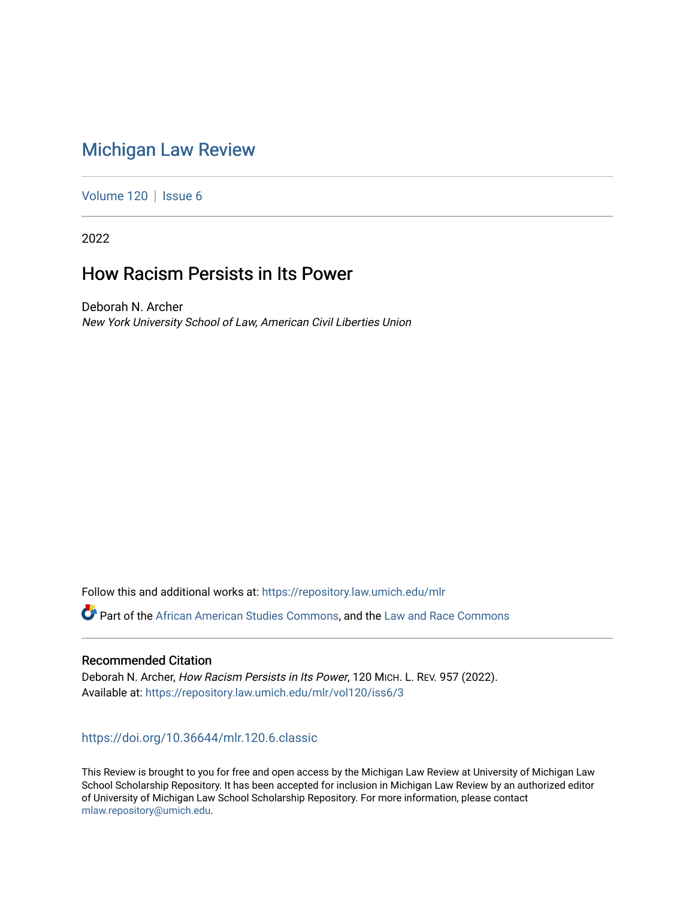# Michigan Law Review

Volume 120 | Issue 6

2022

## How Racism Persists in Its Power

Deborah N. Archer
*New York University School of Law, American Civil Liberties Union*

Follow this and additional works at: https://repository.law.umich.edu/mlr

Part of the African American Studies Commons, and the Law and Race Commons

### Recommended Citation

Deborah N. Archer, *How Racism Persists in Its Power*, 120 MICH. L. REV. 957 (2022).
Available at: https://repository.law.umich.edu/mlr/vol120/iss6/3

https://doi.org/10.36644/mlr.120.6.classic

This Review is brought to you for free and open access by the Michigan Law Review at University of Michigan Law School Scholarship Repository. It has been accepted for inclusion in Michigan Law Review by an authorized editor of University of Michigan Law School Scholarship Repository. For more information, please contact mlaw.repository@umich.edu.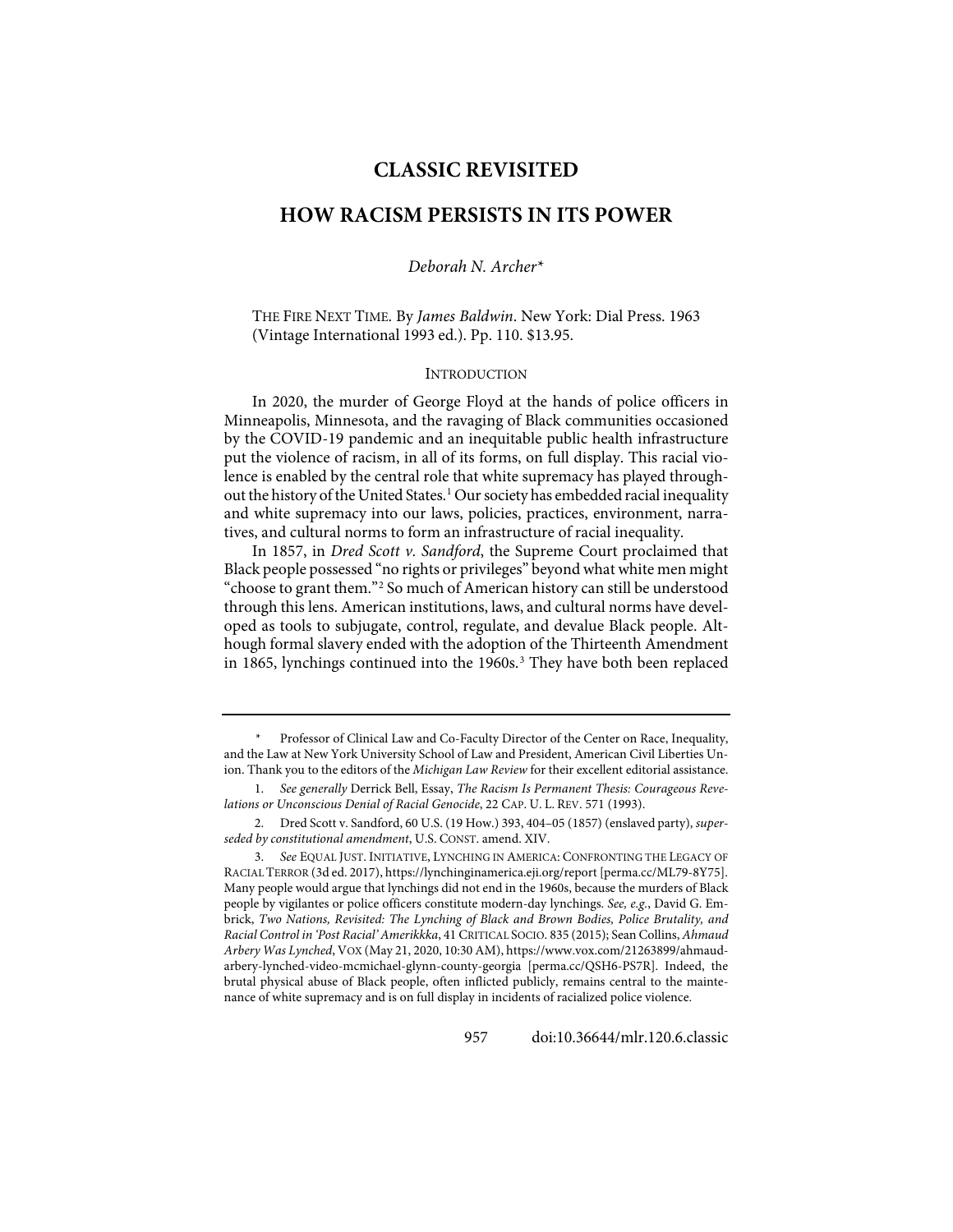# CLASSIC REVISITED

# HOW RACISM PERSISTS IN ITS POWER

*Deborah N. Archer**

THE FIRE NEXT TIME. By *James Baldwin*. New York: Dial Press. 1963 (Vintage International 1993 ed.). Pp. 110. $13.95.

## INTRODUCTION

In 2020, the murder of George Floyd at the hands of police officers in Minneapolis, Minnesota, and the ravaging of Black communities occasioned by the COVID-19 pandemic and an inequitable public health infrastructure put the violence of racism, in all of its forms, on full display. This racial violence is enabled by the central role that white supremacy has played throughout the history of the United States.[1] Our society has embedded racial inequality and white supremacy into our laws, policies, practices, environment, narratives, and cultural norms to form an infrastructure of racial inequality.

In 1857, in *Dred Scott v. Sandford*, the Supreme Court proclaimed that Black people possessed "no rights or privileges" beyond what white men might "choose to grant them."[2] So much of American history can still be understood through this lens. American institutions, laws, and cultural norms have developed as tools to subjugate, control, regulate, and devalue Black people. Although formal slavery ended with the adoption of the Thirteenth Amendment in 1865, lynchings continued into the 1960s.[3] They have both been replaced

---

\* Professor of Clinical Law and Co-Faculty Director of the Center on Race, Inequality, and the Law at New York University School of Law and President, American Civil Liberties Union. Thank you to the editors of the *Michigan Law Review* for their excellent editorial assistance.

1. *See generally* Derrick Bell, Essay, *The Racism Is Permanent Thesis: Courageous Revelations or Unconscious Denial of Racial Genocide*, 22 CAP. U. L. REV. 571 (1993).

2. Dred Scott v. Sandford, 60 U.S. (19 How.) 393, 404–05 (1857) (enslaved party), *superseded by constitutional amendment*, U.S. CONST. amend. XIV.

3. *See* EQUAL JUST. INITIATIVE, LYNCHING IN AMERICA: CONFRONTING THE LEGACY OF RACIAL TERROR (3d ed. 2017), https://lynchinginamerica.eji.org/report [perma.cc/ML79-8Y75]. Many people would argue that lynchings did not end in the 1960s, because the murders of Black people by vigilantes or police officers constitute modern-day lynchings. *See, e.g.*, David G. Embrick, *Two Nations, Revisited: The Lynching of Black and Brown Bodies, Police Brutality, and Racial Control in 'Post Racial' Amerikkka*, 41 CRITICAL SOCIO. 835 (2015); Sean Collins, *Ahmaud Arbery Was Lynched*, VOX (May 21, 2020, 10:30 AM), https://www.vox.com/21263899/ahmaud-arbery-lynched-video-mcmichael-glynn-county-georgia [perma.cc/QSH6-PS7R]. Indeed, the brutal physical abuse of Black people, often inflicted publicly, remains central to the maintenance of white supremacy and is on full display in incidents of racialized police violence.

doi:10.36644/mlr.120.6.classic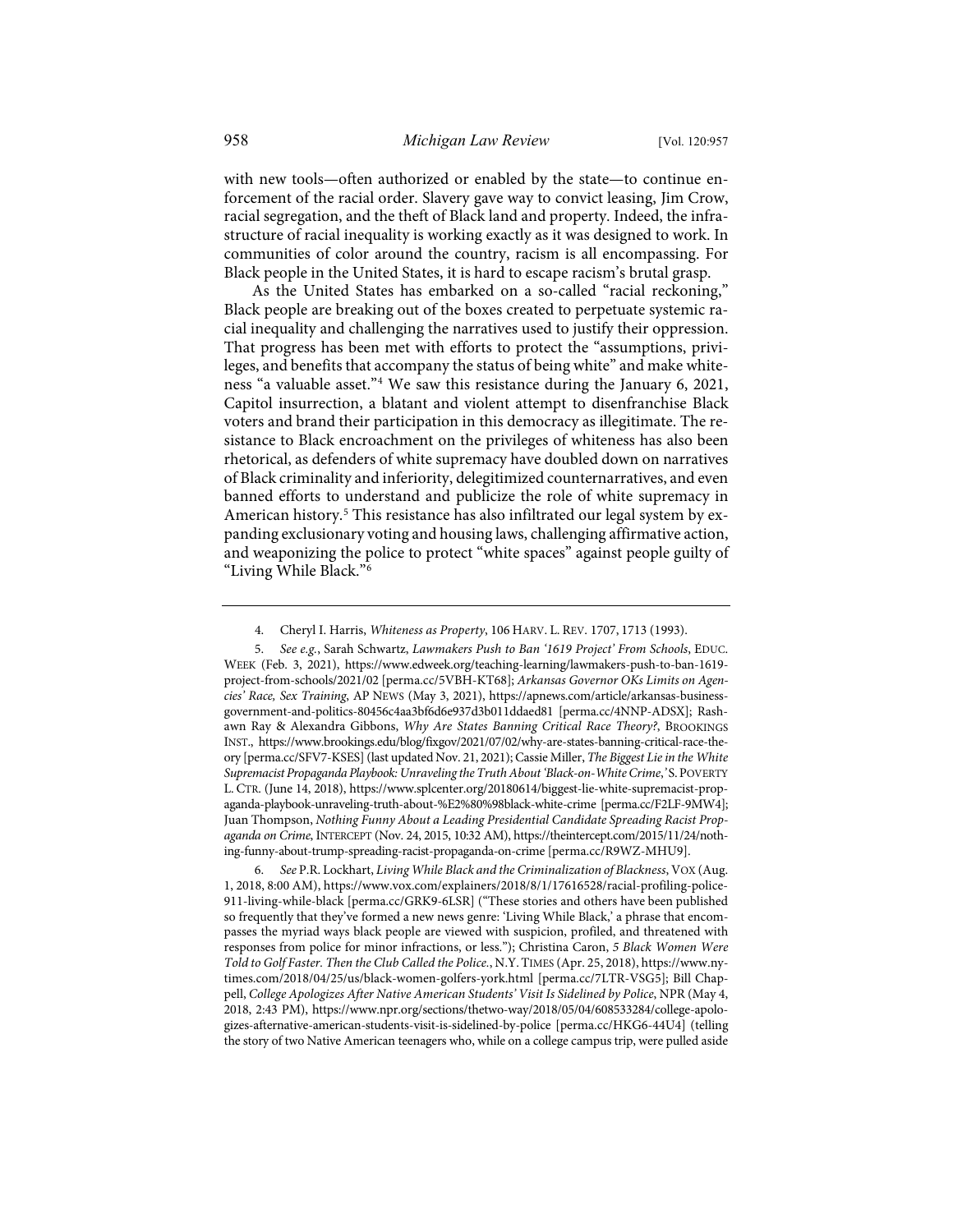with new tools—often authorized or enabled by the state—to continue enforcement of the racial order. Slavery gave way to convict leasing, Jim Crow, racial segregation, and the theft of Black land and property. Indeed, the infrastructure of racial inequality is working exactly as it was designed to work. In communities of color around the country, racism is all encompassing. For Black people in the United States, it is hard to escape racism's brutal grasp.

As the United States has embarked on a so-called "racial reckoning," Black people are breaking out of the boxes created to perpetuate systemic racial inequality and challenging the narratives used to justify their oppression. That progress has been met with efforts to protect the "assumptions, privileges, and benefits that accompany the status of being white" and make whiteness "a valuable asset."[4] We saw this resistance during the January 6, 2021, Capitol insurrection, a blatant and violent attempt to disenfranchise Black voters and brand their participation in this democracy as illegitimate. The resistance to Black encroachment on the privileges of whiteness has also been rhetorical, as defenders of white supremacy have doubled down on narratives of Black criminality and inferiority, delegitimized counternarratives, and even banned efforts to understand and publicize the role of white supremacy in American history.[5] This resistance has also infiltrated our legal system by expanding exclusionary voting and housing laws, challenging affirmative action, and weaponizing the police to protect "white spaces" against people guilty of "Living While Black."[6]

---

4. Cheryl I. Harris, *Whiteness as Property*, 106 HARV. L. REV. 1707, 1713 (1993).

5. *See e.g.*, Sarah Schwartz, *Lawmakers Push to Ban '1619 Project' From Schools*, EDUC. WEEK (Feb. 3, 2021), https://www.edweek.org/teaching-learning/lawmakers-push-to-ban-1619-project-from-schools/2021/02 [perma.cc/5VBH-KT68]; *Arkansas Governor OKs Limits on Agencies' Race, Sex Training*, AP NEWS (May 3, 2021), https://apnews.com/article/arkansas-business-government-and-politics-80456c4aa3bf6d6e937d3b011ddaed81 [perma.cc/4NNP-ADSX]; Rashawn Ray & Alexandra Gibbons, *Why Are States Banning Critical Race Theory?*, BROOKINGS INST., https://www.brookings.edu/blog/fixgov/2021/07/02/why-are-states-banning-critical-race-theory [perma.cc/SFV7-KSES] (last updated Nov. 21, 2021); Cassie Miller, *The Biggest Lie in the White Supremacist Propaganda Playbook: Unraveling the Truth About 'Black-on-White Crime*,*'* S. POVERTY L. CTR. (June 14, 2018), https://www.splcenter.org/20180614/biggest-lie-white-supremacist-propaganda-playbook-unraveling-truth-about-%E2%80%98black-white-crime [perma.cc/F2LF-9MW4]; Juan Thompson, *Nothing Funny About a Leading Presidential Candidate Spreading Racist Propaganda on Crime*, INTERCEPT (Nov. 24, 2015, 10:32 AM), https://theintercept.com/2015/11/24/nothing-funny-about-trump-spreading-racist-propaganda-on-crime [perma.cc/R9WZ-MHU9].

6. *See* P.R. Lockhart, *Living While Black and the Criminalization of Blackness*, VOX (Aug. 1, 2018, 8:00 AM), https://www.vox.com/explainers/2018/8/1/17616528/racial-profiling-police-911-living-while-black [perma.cc/GRK9-6LSR] ("These stories and others have been published so frequently that they've formed a new news genre: 'Living While Black,' a phrase that encompasses the myriad ways black people are viewed with suspicion, profiled, and threatened with responses from police for minor infractions, or less."); Christina Caron, *5 Black Women Were Told to Golf Faster. Then the Club Called the Police.*, N.Y. TIMES (Apr. 25, 2018), https://www.nytimes.com/2018/04/25/us/black-women-golfers-york.html [perma.cc/7LTR-VSG5]; Bill Chappell, *College Apologizes After Native American Students' Visit Is Sidelined by Police*, NPR (May 4, 2018, 2:43 PM), https://www.npr.org/sections/thetwo-way/2018/05/04/608533284/college-apologizes-afternative-american-students-visit-is-sidelined-by-police [perma.cc/HKG6-44U4] (telling the story of two Native American teenagers who, while on a college campus trip, were pulled aside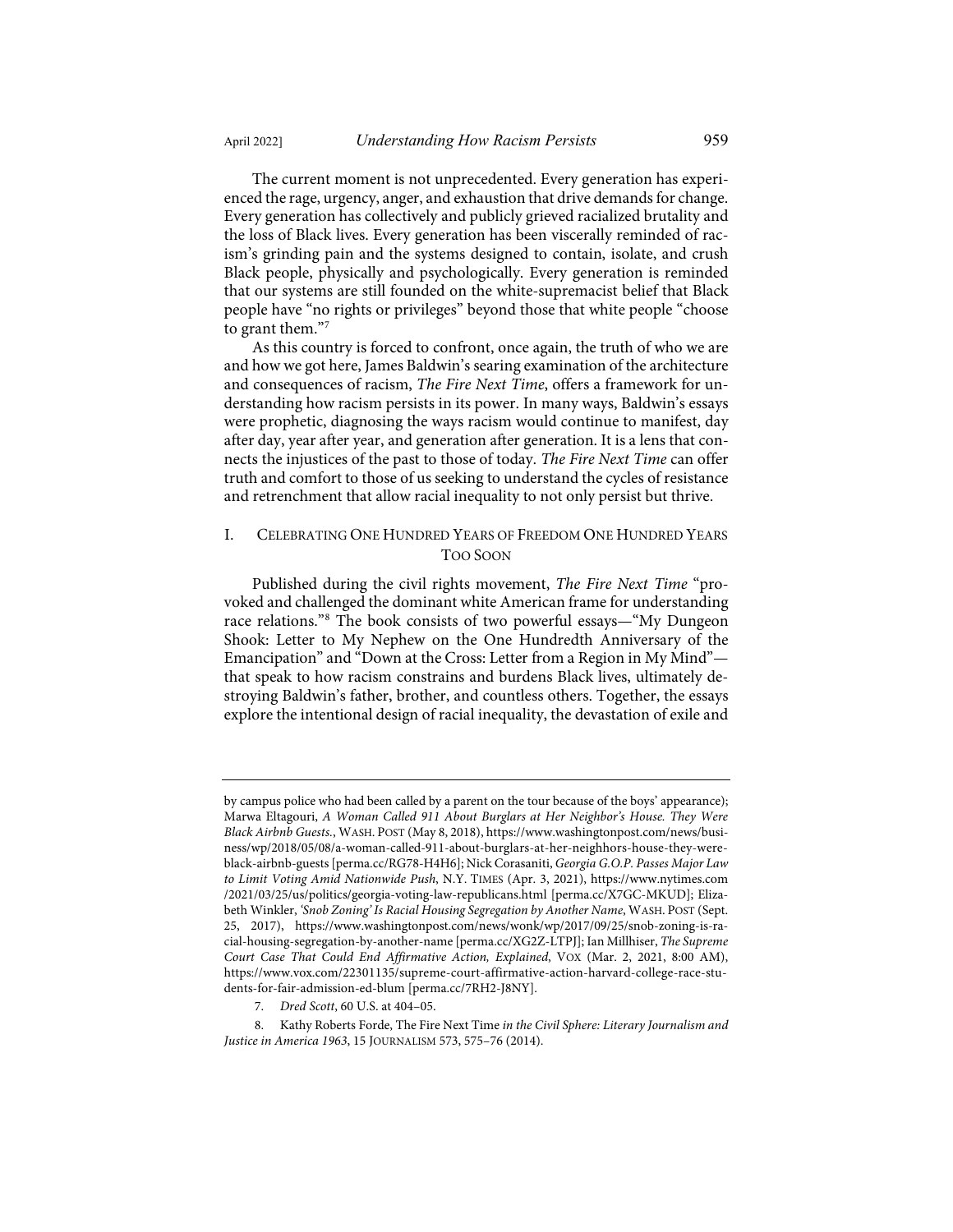The current moment is not unprecedented. Every generation has experienced the rage, urgency, anger, and exhaustion that drive demands for change. Every generation has collectively and publicly grieved racialized brutality and the loss of Black lives. Every generation has been viscerally reminded of racism's grinding pain and the systems designed to contain, isolate, and crush Black people, physically and psychologically. Every generation is reminded that our systems are still founded on the white-supremacist belief that Black people have "no rights or privileges" beyond those that white people "choose to grant them."[7]

As this country is forced to confront, once again, the truth of who we are and how we got here, James Baldwin's searing examination of the architecture and consequences of racism, *The Fire Next Time*, offers a framework for understanding how racism persists in its power. In many ways, Baldwin's essays were prophetic, diagnosing the ways racism would continue to manifest, day after day, year after year, and generation after generation. It is a lens that connects the injustices of the past to those of today. *The Fire Next Time* can offer truth and comfort to those of us seeking to understand the cycles of resistance and retrenchment that allow racial inequality to not only persist but thrive.

## I. CELEBRATING ONE HUNDRED YEARS OF FREEDOM ONE HUNDRED YEARS TOO SOON

Published during the civil rights movement, *The Fire Next Time* "provoked and challenged the dominant white American frame for understanding race relations."[8] The book consists of two powerful essays—"My Dungeon Shook: Letter to My Nephew on the One Hundredth Anniversary of the Emancipation" and "Down at the Cross: Letter from a Region in My Mind"—that speak to how racism constrains and burdens Black lives, ultimately destroying Baldwin's father, brother, and countless others. Together, the essays explore the intentional design of racial inequality, the devastation of exile and

---

by campus police who had been called by a parent on the tour because of the boys' appearance); Marwa Eltagouri, *A Woman Called 911 About Burglars at Her Neighbor's House. They Were Black Airbnb Guests.*, WASH. POST (May 8, 2018), https://www.washingtonpost.com/news/business/wp/2018/05/08/a-woman-called-911-about-burglars-at-her-neighhors-house-they-were-black-airbnb-guests [perma.cc/RG78-H4H6]; Nick Corasaniti, *Georgia G.O.P. Passes Major Law to Limit Voting Amid Nationwide Push*, N.Y. TIMES (Apr. 3, 2021), https://www.nytimes.com/2021/03/25/us/politics/georgia-voting-law-republicans.html [perma.cc/X7GC-MKUD]; Elizabeth Winkler, *'Snob Zoning' Is Racial Housing Segregation by Another Name*, WASH. POST (Sept. 25, 2017), https://www.washingtonpost.com/news/wonk/wp/2017/09/25/snob-zoning-is-racial-housing-segregation-by-another-name [perma.cc/XG2Z-LTPJ]; Ian Millhiser, *The Supreme Court Case That Could End Affirmative Action, Explained*, VOX (Mar. 2, 2021, 8:00 AM), https://www.vox.com/22301135/supreme-court-affirmative-action-harvard-college-race-students-for-fair-admission-ed-blum [perma.cc/7RH2-J8NY].

7. *Dred Scott*, 60 U.S. at 404–05.

8. Kathy Roberts Forde, The Fire Next Time *in the Civil Sphere: Literary Journalism and Justice in America 1963*, 15 JOURNALISM 573, 575–76 (2014).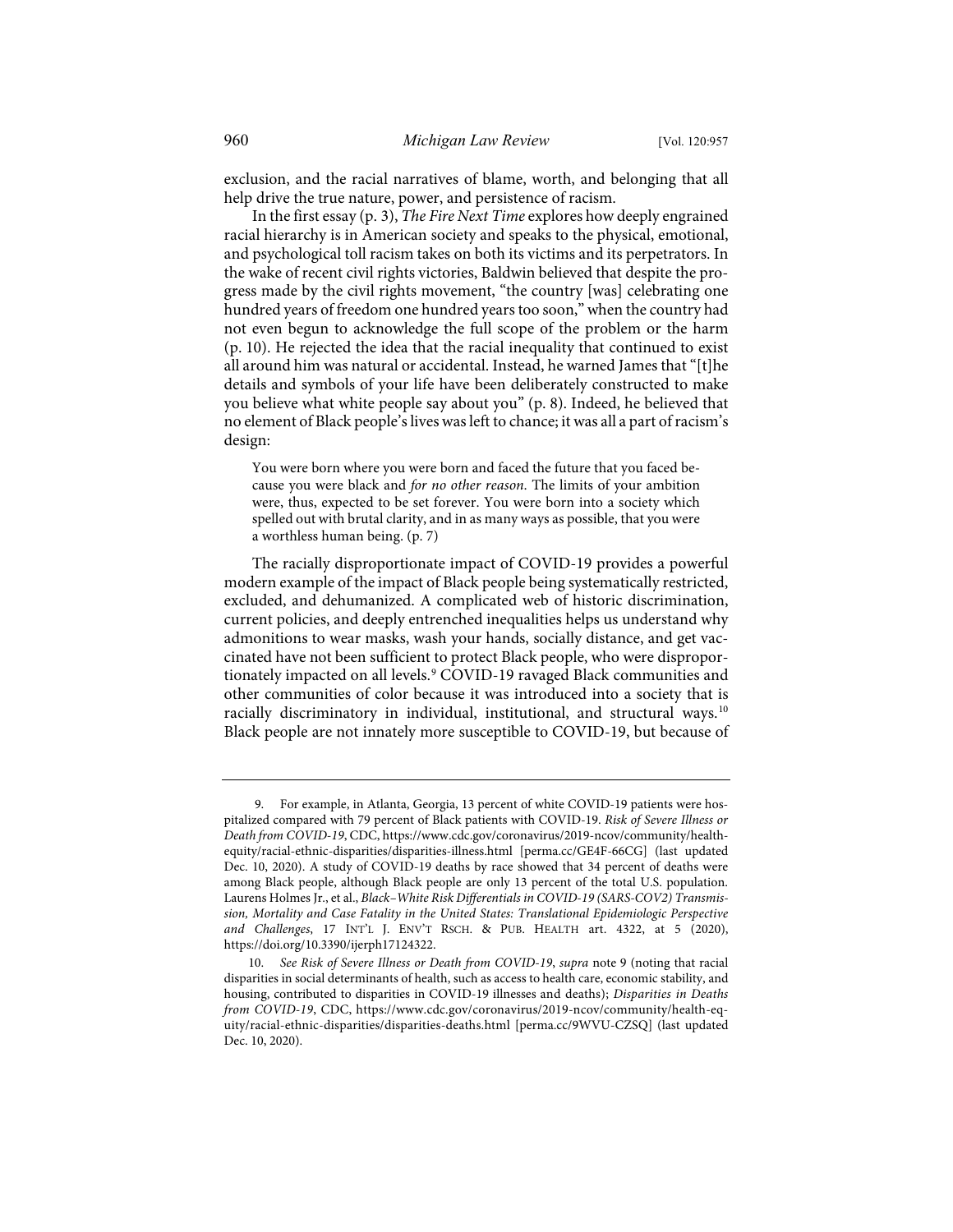exclusion, and the racial narratives of blame, worth, and belonging that all help drive the true nature, power, and persistence of racism.

In the first essay (p. 3), *The Fire Next Time* explores how deeply engrained racial hierarchy is in American society and speaks to the physical, emotional, and psychological toll racism takes on both its victims and its perpetrators. In the wake of recent civil rights victories, Baldwin believed that despite the progress made by the civil rights movement, "the country [was] celebrating one hundred years of freedom one hundred years too soon," when the country had not even begun to acknowledge the full scope of the problem or the harm (p. 10). He rejected the idea that the racial inequality that continued to exist all around him was natural or accidental. Instead, he warned James that "[t]he details and symbols of your life have been deliberately constructed to make you believe what white people say about you" (p. 8). Indeed, he believed that no element of Black people's lives was left to chance; it was all a part of racism's design:

> You were born where you were born and faced the future that you faced because you were black and *for no other reason*. The limits of your ambition were, thus, expected to be set forever. You were born into a society which spelled out with brutal clarity, and in as many ways as possible, that you were a worthless human being. (p. 7)

The racially disproportionate impact of COVID-19 provides a powerful modern example of the impact of Black people being systematically restricted, excluded, and dehumanized. A complicated web of historic discrimination, current policies, and deeply entrenched inequalities helps us understand why admonitions to wear masks, wash your hands, socially distance, and get vaccinated have not been sufficient to protect Black people, who were disproportionately impacted on all levels.[9] COVID-19 ravaged Black communities and other communities of color because it was introduced into a society that is racially discriminatory in individual, institutional, and structural ways.[10] Black people are not innately more susceptible to COVID-19, but because of

---

9. For example, in Atlanta, Georgia, 13 percent of white COVID-19 patients were hospitalized compared with 79 percent of Black patients with COVID-19. *Risk of Severe Illness or Death from COVID-19*, CDC, https://www.cdc.gov/coronavirus/2019-ncov/community/health-equity/racial-ethnic-disparities/disparities-illness.html [perma.cc/GE4F-66CG] (last updated Dec. 10, 2020). A study of COVID-19 deaths by race showed that 34 percent of deaths were among Black people, although Black people are only 13 percent of the total U.S. population. Laurens Holmes Jr., et al., *Black–White Risk Differentials in COVID-19 (SARS-COV2) Transmission, Mortality and Case Fatality in the United States: Translational Epidemiologic Perspective and Challenges*, 17 INT'L J. ENV'T RSCH. & PUB. HEALTH art. 4322, at 5 (2020), https://doi.org/10.3390/ijerph17124322.

10. *See Risk of Severe Illness or Death from COVID-19*, *supra* note 9 (noting that racial disparities in social determinants of health, such as access to health care, economic stability, and housing, contributed to disparities in COVID-19 illnesses and deaths); *Disparities in Deaths from COVID-19*, CDC, https://www.cdc.gov/coronavirus/2019-ncov/community/health-equity/racial-ethnic-disparities/disparities-deaths.html [perma.cc/9WVU-CZSQ] (last updated Dec. 10, 2020).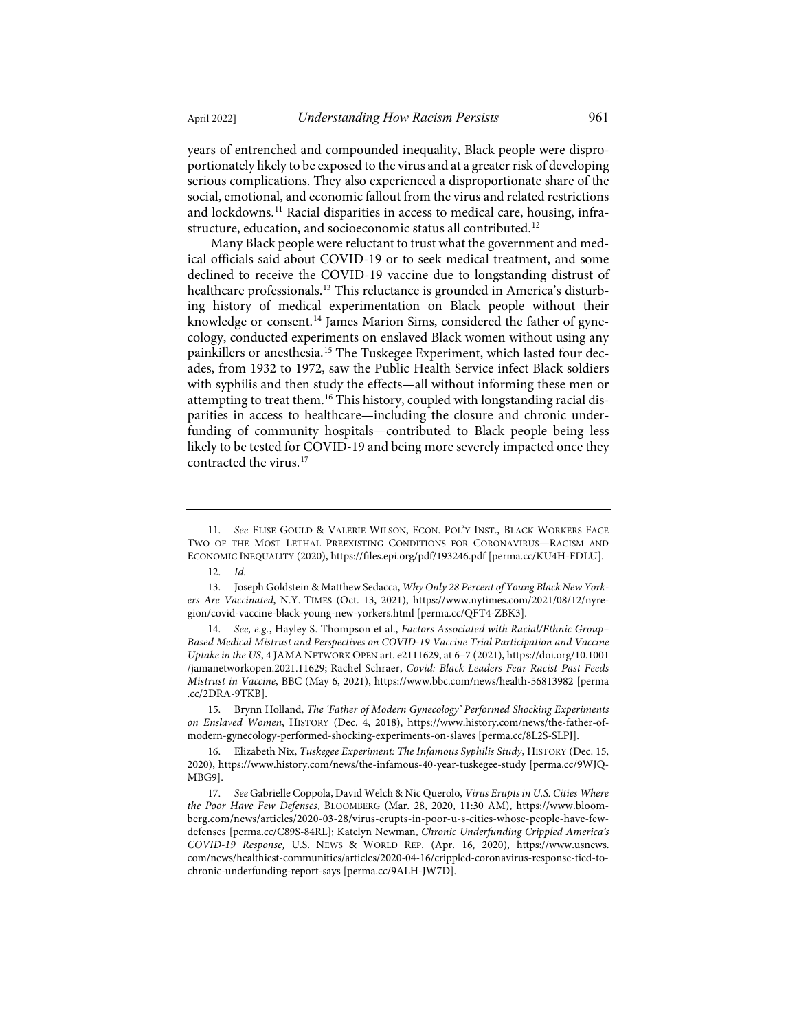years of entrenched and compounded inequality, Black people were disproportionately likely to be exposed to the virus and at a greater risk of developing serious complications. They also experienced a disproportionate share of the social, emotional, and economic fallout from the virus and related restrictions and lockdowns.[11] Racial disparities in access to medical care, housing, infrastructure, education, and socioeconomic status all contributed.[12]

Many Black people were reluctant to trust what the government and medical officials said about COVID-19 or to seek medical treatment, and some declined to receive the COVID-19 vaccine due to longstanding distrust of healthcare professionals.[13] This reluctance is grounded in America's disturbing history of medical experimentation on Black people without their knowledge or consent.[14] James Marion Sims, considered the father of gynecology, conducted experiments on enslaved Black women without using any painkillers or anesthesia.[15] The Tuskegee Experiment, which lasted four decades, from 1932 to 1972, saw the Public Health Service infect Black soldiers with syphilis and then study the effects—all without informing these men or attempting to treat them.[16] This history, coupled with longstanding racial disparities in access to healthcare—including the closure and chronic underfunding of community hospitals—contributed to Black people being less likely to be tested for COVID-19 and being more severely impacted once they contracted the virus.[17]

---

11. *See* ELISE GOULD & VALERIE WILSON, ECON. POL'Y INST., BLACK WORKERS FACE TWO OF THE MOST LETHAL PREEXISTING CONDITIONS FOR CORONAVIRUS—RACISM AND ECONOMIC INEQUALITY (2020), https://files.epi.org/pdf/193246.pdf [perma.cc/KU4H-FDLU].

12. *Id.*

13. Joseph Goldstein & Matthew Sedacca, *Why Only 28 Percent of Young Black New Yorkers Are Vaccinated*, N.Y. TIMES (Oct. 13, 2021), https://www.nytimes.com/2021/08/12/nyregion/covid-vaccine-black-young-new-yorkers.html [perma.cc/QFT4-ZBK3].

14. *See, e.g.*, Hayley S. Thompson et al., *Factors Associated with Racial/Ethnic Group–Based Medical Mistrust and Perspectives on COVID-19 Vaccine Trial Participation and Vaccine Uptake in the US*, 4 JAMA NETWORK OPEN art. e2111629, at 6–7 (2021), https://doi.org/10.1001/jamanetworkopen.2021.11629; Rachel Schraer, *Covid: Black Leaders Fear Racist Past Feeds Mistrust in Vaccine*, BBC (May 6, 2021), https://www.bbc.com/news/health-56813982 [perma.cc/2DRA-9TKB].

15. Brynn Holland, *The 'Father of Modern Gynecology' Performed Shocking Experiments on Enslaved Women*, HISTORY (Dec. 4, 2018), https://www.history.com/news/the-father-of-modern-gynecology-performed-shocking-experiments-on-slaves [perma.cc/8L2S-SLPJ].

16. Elizabeth Nix, *Tuskegee Experiment: The Infamous Syphilis Study*, HISTORY (Dec. 15, 2020), https://www.history.com/news/the-infamous-40-year-tuskegee-study [perma.cc/9WJQ-MBG9].

17. *See* Gabrielle Coppola, David Welch & Nic Querolo, *Virus Erupts in U.S. Cities Where the Poor Have Few Defenses*, BLOOMBERG (Mar. 28, 2020, 11:30 AM), https://www.bloomberg.com/news/articles/2020-03-28/virus-erupts-in-poor-u-s-cities-whose-people-have-few-defenses [perma.cc/C89S-84RL]; Katelyn Newman, *Chronic Underfunding Crippled America's COVID-19 Response*, U.S. NEWS & WORLD REP. (Apr. 16, 2020), https://www.usnews.com/news/healthiest-communities/articles/2020-04-16/crippled-coronavirus-response-tied-to-chronic-underfunding-report-says [perma.cc/9ALH-JW7D].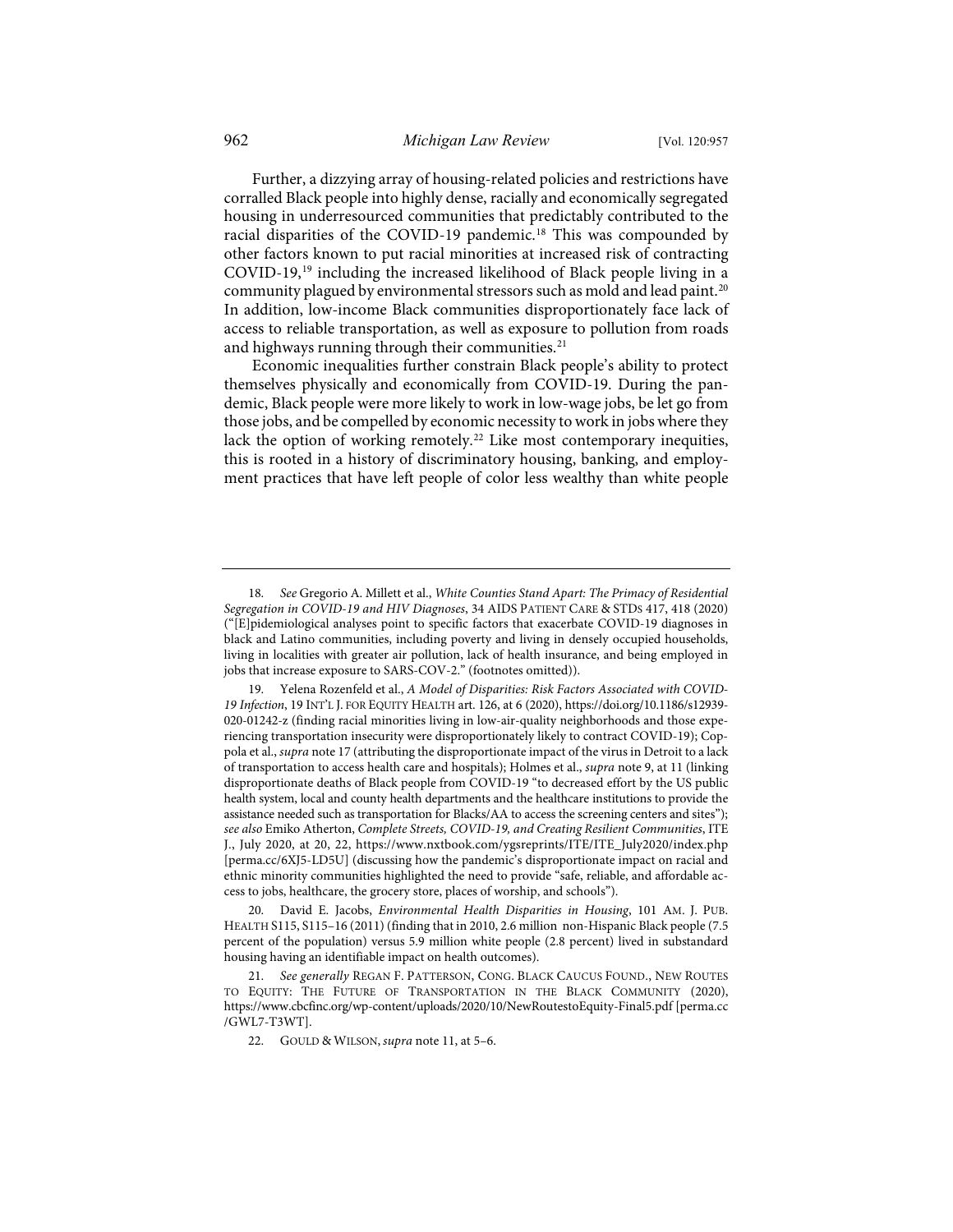Further, a dizzying array of housing-related policies and restrictions have corralled Black people into highly dense, racially and economically segregated housing in underresourced communities that predictably contributed to the racial disparities of the COVID-19 pandemic.[18] This was compounded by other factors known to put racial minorities at increased risk of contracting COVID-19,[19] including the increased likelihood of Black people living in a community plagued by environmental stressors such as mold and lead paint.[20] In addition, low-income Black communities disproportionately face lack of access to reliable transportation, as well as exposure to pollution from roads and highways running through their communities.[21]

Economic inequalities further constrain Black people's ability to protect themselves physically and economically from COVID-19. During the pandemic, Black people were more likely to work in low-wage jobs, be let go from those jobs, and be compelled by economic necessity to work in jobs where they lack the option of working remotely.[22] Like most contemporary inequities, this is rooted in a history of discriminatory housing, banking, and employment practices that have left people of color less wealthy than white people

---

18. *See* Gregorio A. Millett et al., *White Counties Stand Apart: The Primacy of Residential Segregation in COVID-19 and HIV Diagnoses*, 34 AIDS PATIENT CARE & STDS 417, 418 (2020) ("[E]pidemiological analyses point to specific factors that exacerbate COVID-19 diagnoses in black and Latino communities, including poverty and living in densely occupied households, living in localities with greater air pollution, lack of health insurance, and being employed in jobs that increase exposure to SARS-COV-2." (footnotes omitted)).

19. Yelena Rozenfeld et al., *A Model of Disparities: Risk Factors Associated with COVID-19 Infection*, 19 INT'L J. FOR EQUITY HEALTH art. 126, at 6 (2020), https://doi.org/10.1186/s12939-020-01242-z (finding racial minorities living in low-air-quality neighborhoods and those experiencing transportation insecurity were disproportionately likely to contract COVID-19); Coppola et al., *supra* note 17 (attributing the disproportionate impact of the virus in Detroit to a lack of transportation to access health care and hospitals); Holmes et al., *supra* note 9, at 11 (linking disproportionate deaths of Black people from COVID-19 "to decreased effort by the US public health system, local and county health departments and the healthcare institutions to provide the assistance needed such as transportation for Blacks/AA to access the screening centers and sites"); *see also* Emiko Atherton, *Complete Streets, COVID-19, and Creating Resilient Communities*, ITE J., July 2020, at 20, 22, https://www.nxtbook.com/ygsreprints/ITE/ITE_July2020/index.php [perma.cc/6XJ5-LD5U] (discussing how the pandemic's disproportionate impact on racial and ethnic minority communities highlighted the need to provide "safe, reliable, and affordable access to jobs, healthcare, the grocery store, places of worship, and schools").

20. David E. Jacobs, *Environmental Health Disparities in Housing*, 101 AM. J. PUB. HEALTH S115, S115–16 (2011) (finding that in 2010, 2.6 million non-Hispanic Black people (7.5 percent of the population) versus 5.9 million white people (2.8 percent) lived in substandard housing having an identifiable impact on health outcomes).

21. *See generally* REGAN F. PATTERSON, CONG. BLACK CAUCUS FOUND., NEW ROUTES TO EQUITY: THE FUTURE OF TRANSPORTATION IN THE BLACK COMMUNITY (2020), https://www.cbcfinc.org/wp-content/uploads/2020/10/NewRoutestoEquity-Final5.pdf [perma.cc/GWL7-T3WT].

22. GOULD & WILSON, *supra* note 11, at 5–6.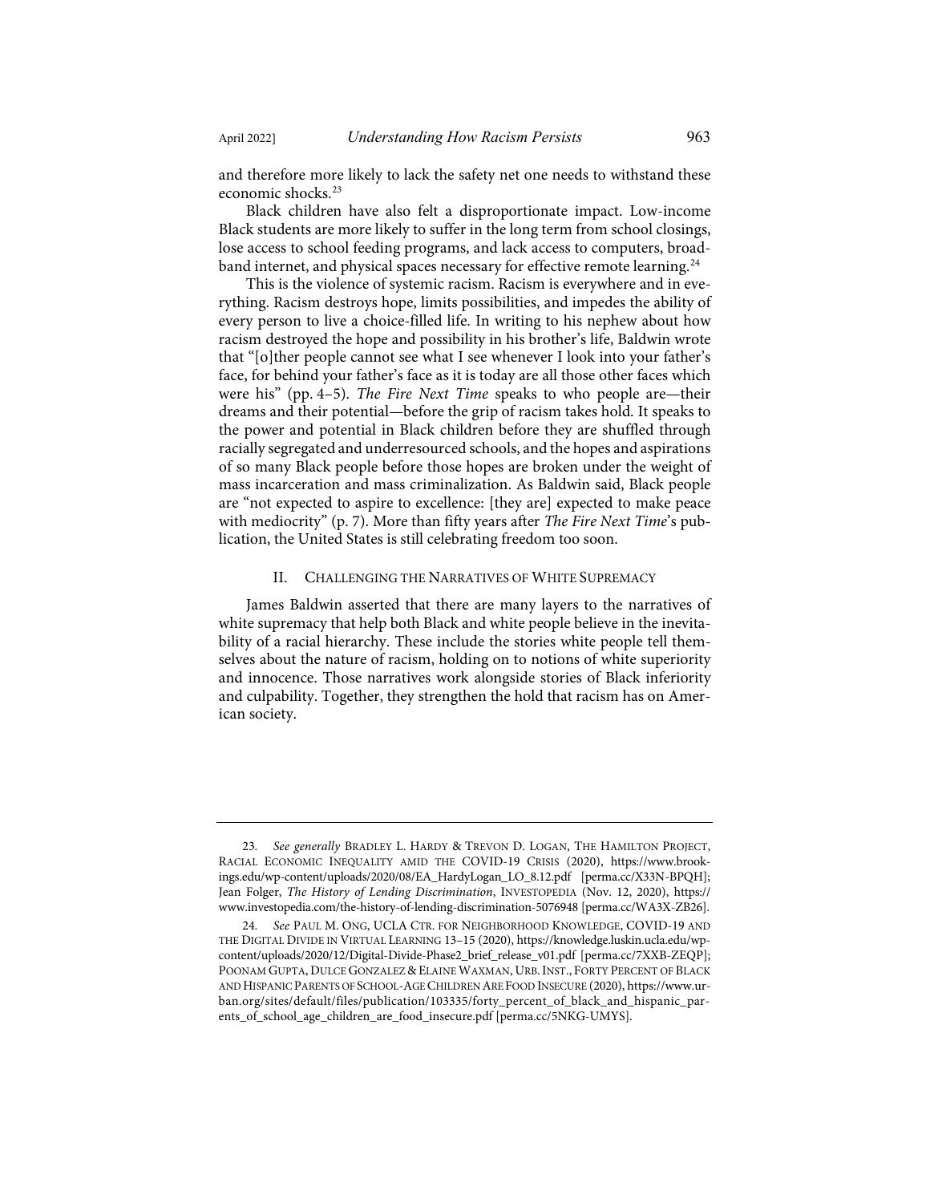and therefore more likely to lack the safety net one needs to withstand these economic shocks.[23]

Black children have also felt a disproportionate impact. Low-income Black students are more likely to suffer in the long term from school closings, lose access to school feeding programs, and lack access to computers, broadband internet, and physical spaces necessary for effective remote learning.[24]

This is the violence of systemic racism. Racism is everywhere and in everything. Racism destroys hope, limits possibilities, and impedes the ability of every person to live a choice-filled life. In writing to his nephew about how racism destroyed the hope and possibility in his brother's life, Baldwin wrote that "[o]ther people cannot see what I see whenever I look into your father's face, for behind your father's face as it is today are all those other faces which were his" (pp. 4–5). *The Fire Next Time* speaks to who people are—their dreams and their potential—before the grip of racism takes hold. It speaks to the power and potential in Black children before they are shuffled through racially segregated and underresourced schools, and the hopes and aspirations of so many Black people before those hopes are broken under the weight of mass incarceration and mass criminalization. As Baldwin said, Black people are "not expected to aspire to excellence: [they are] expected to make peace with mediocrity" (p. 7). More than fifty years after *The Fire Next Time*'s publication, the United States is still celebrating freedom too soon.

## II. Challenging the Narratives of White Supremacy

James Baldwin asserted that there are many layers to the narratives of white supremacy that help both Black and white people believe in the inevitability of a racial hierarchy. These include the stories white people tell themselves about the nature of racism, holding on to notions of white superiority and innocence. Those narratives work alongside stories of Black inferiority and culpability. Together, they strengthen the hold that racism has on American society.

---

23. *See generally* Bradley L. Hardy & Trevon D. Logan, The Hamilton Project, Racial Economic Inequality Amid the COVID-19 Crisis (2020), https://www.brookings.edu/wp-content/uploads/2020/08/EA_HardyLogan_LO_8.12.pdf [perma.cc/X33N-BPQH]; Jean Folger, *The History of Lending Discrimination*, Investopedia (Nov. 12, 2020), https://www.investopedia.com/the-history-of-lending-discrimination-5076948 [perma.cc/WA3X-ZB26].

24. *See* Paul M. Ong, UCLA Ctr. for Neighborhood Knowledge, COVID-19 and the Digital Divide in Virtual Learning 13–15 (2020), https://knowledge.luskin.ucla.edu/wp-content/uploads/2020/12/Digital-Divide-Phase2_brief_release_v01.pdf [perma.cc/7XXB-ZEQP]; Poonam Gupta, Dulce Gonzalez & Elaine Waxman, Urb. Inst., Forty Percent of Black and Hispanic Parents of School-Age Children Are Food Insecure (2020), https://www.urban.org/sites/default/files/publication/103335/forty_percent_of_black_and_hispanic_parents_of_school_age_children_are_food_insecure.pdf [perma.cc/5NKG-UMYS].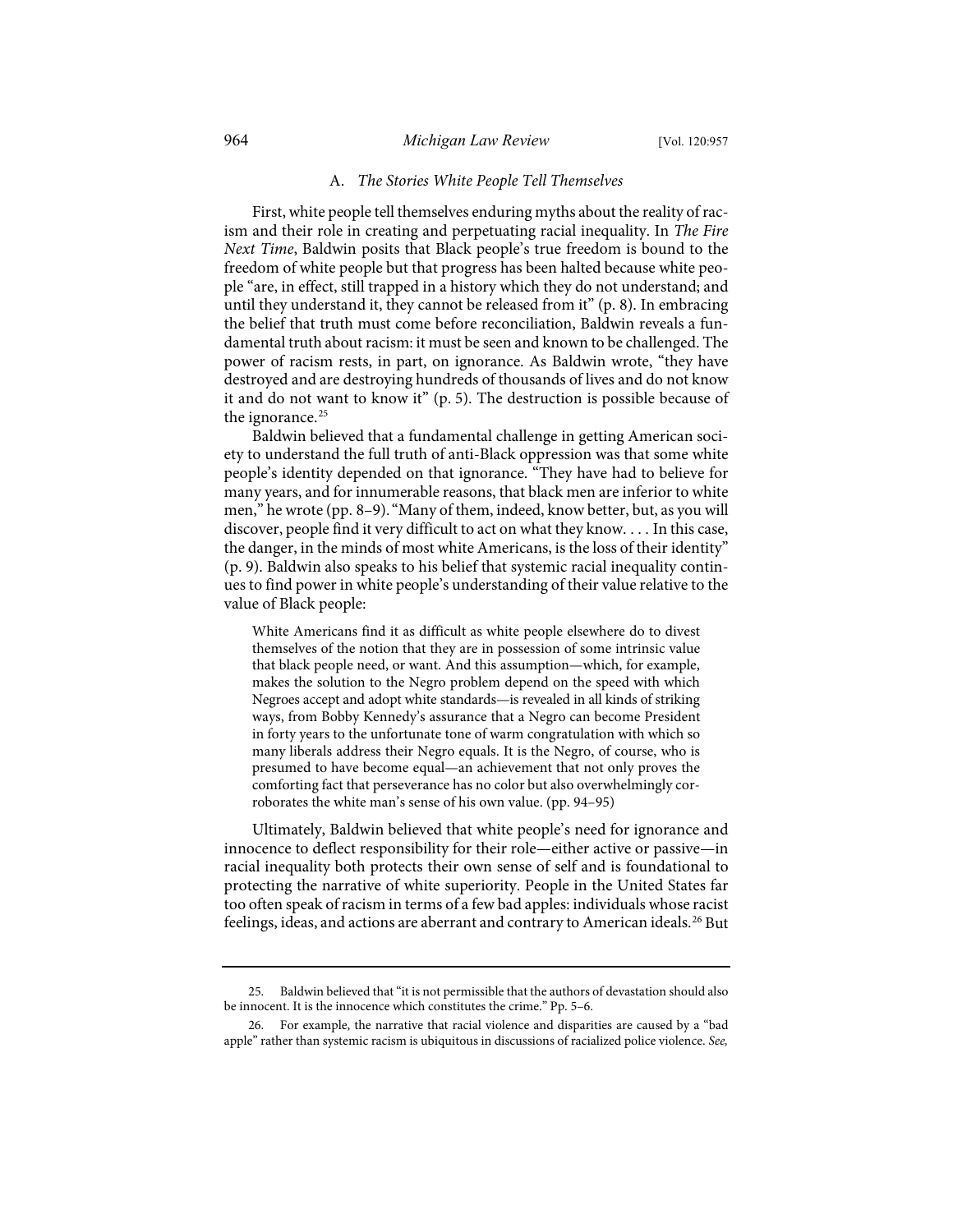### A. *The Stories White People Tell Themselves*

First, white people tell themselves enduring myths about the reality of racism and their role in creating and perpetuating racial inequality. In *The Fire Next Time*, Baldwin posits that Black people's true freedom is bound to the freedom of white people but that progress has been halted because white people "are, in effect, still trapped in a history which they do not understand; and until they understand it, they cannot be released from it" (p. 8). In embracing the belief that truth must come before reconciliation, Baldwin reveals a fundamental truth about racism: it must be seen and known to be challenged. The power of racism rests, in part, on ignorance. As Baldwin wrote, "they have destroyed and are destroying hundreds of thousands of lives and do not know it and do not want to know it" (p. 5). The destruction is possible because of the ignorance.[25]

Baldwin believed that a fundamental challenge in getting American society to understand the full truth of anti-Black oppression was that some white people's identity depended on that ignorance. "They have had to believe for many years, and for innumerable reasons, that black men are inferior to white men," he wrote (pp. 8–9). "Many of them, indeed, know better, but, as you will discover, people find it very difficult to act on what they know. . . . In this case, the danger, in the minds of most white Americans, is the loss of their identity" (p. 9). Baldwin also speaks to his belief that systemic racial inequality continues to find power in white people's understanding of their value relative to the value of Black people:

> White Americans find it as difficult as white people elsewhere do to divest themselves of the notion that they are in possession of some intrinsic value that black people need, or want. And this assumption—which, for example, makes the solution to the Negro problem depend on the speed with which Negroes accept and adopt white standards—is revealed in all kinds of striking ways, from Bobby Kennedy's assurance that a Negro can become President in forty years to the unfortunate tone of warm congratulation with which so many liberals address their Negro equals. It is the Negro, of course, who is presumed to have become equal—an achievement that not only proves the comforting fact that perseverance has no color but also overwhelmingly corroborates the white man's sense of his own value. (pp. 94–95)

Ultimately, Baldwin believed that white people's need for ignorance and innocence to deflect responsibility for their role—either active or passive—in racial inequality both protects their own sense of self and is foundational to protecting the narrative of white superiority. People in the United States far too often speak of racism in terms of a few bad apples: individuals whose racist feelings, ideas, and actions are aberrant and contrary to American ideals.[26] But

---

25. Baldwin believed that "it is not permissible that the authors of devastation should also be innocent. It is the innocence which constitutes the crime." Pp. 5–6.

26. For example, the narrative that racial violence and disparities are caused by a "bad apple" rather than systemic racism is ubiquitous in discussions of racialized police violence. *See,*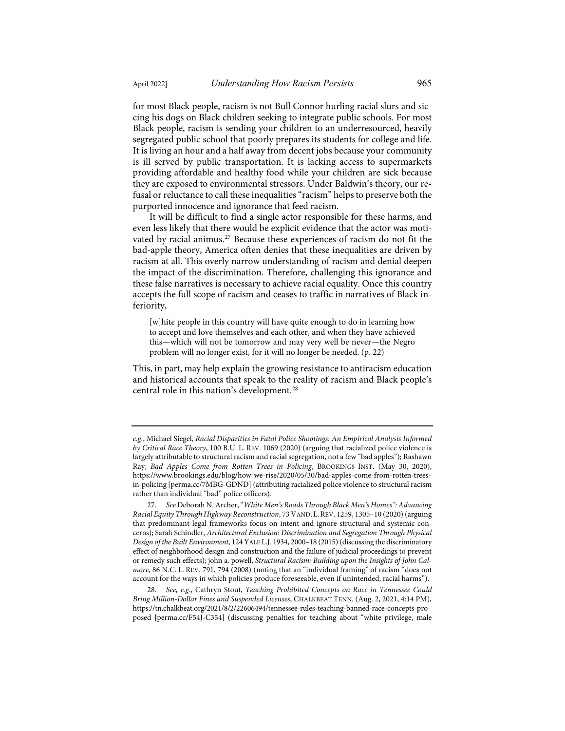for most Black people, racism is not Bull Connor hurling racial slurs and siccing his dogs on Black children seeking to integrate public schools. For most Black people, racism is sending your children to an underresourced, heavily segregated public school that poorly prepares its students for college and life. It is living an hour and a half away from decent jobs because your community is ill served by public transportation. It is lacking access to supermarkets providing affordable and healthy food while your children are sick because they are exposed to environmental stressors. Under Baldwin's theory, our refusal or reluctance to call these inequalities "racism" helps to preserve both the purported innocence and ignorance that feed racism.

It will be difficult to find a single actor responsible for these harms, and even less likely that there would be explicit evidence that the actor was motivated by racial animus.[27] Because these experiences of racism do not fit the bad-apple theory, America often denies that these inequalities are driven by racism at all. This overly narrow understanding of racism and denial deepen the impact of the discrimination. Therefore, challenging this ignorance and these false narratives is necessary to achieve racial equality. Once this country accepts the full scope of racism and ceases to traffic in narratives of Black inferiority,

> [w]hite people in this country will have quite enough to do in learning how to accept and love themselves and each other, and when they have achieved this—which will not be tomorrow and may very well be never—the Negro problem will no longer exist, for it will no longer be needed. (p. 22)

This, in part, may help explain the growing resistance to antiracism education and historical accounts that speak to the reality of racism and Black people's central role in this nation's development.[28]

---

*e.g.*, Michael Siegel, *Racial Disparities in Fatal Police Shootings: An Empirical Analysis Informed by Critical Race Theory*, 100 B.U. L. REV. 1069 (2020) (arguing that racialized police violence is largely attributable to structural racism and racial segregation, not a few "bad apples"); Rashawn Ray, *Bad Apples Come from Rotten Trees in Policing*, BROOKINGS INST. (May 30, 2020), https://www.brookings.edu/blog/how-we-rise/2020/05/30/bad-apples-come-from-rotten-trees-in-policing [perma.cc/7MBG-GDND] (attributing racialized police violence to structural racism rather than individual "bad" police officers).

27. *See* Deborah N. Archer, *"White Men's Roads Through Black Men's Homes": Advancing Racial Equity Through Highway Reconstruction*, 73 VAND. L. REV. 1259, 1305–10 (2020) (arguing that predominant legal frameworks focus on intent and ignore structural and systemic concerns); Sarah Schindler, *Architectural Exclusion: Discrimination and Segregation Through Physical Design of the Built Environment*, 124 YALE L.J. 1934, 2000–18 (2015) (discussing the discriminatory effect of neighborhood design and construction and the failure of judicial proceedings to prevent or remedy such effects); john a. powell, *Structural Racism: Building upon the Insights of John Calmore*, 86 N.C. L. REV. 791, 794 (2008) (noting that an "individual framing" of racism "does not account for the ways in which policies produce foreseeable, even if unintended, racial harms").

28. *See, e.g.*, Cathryn Stout, *Teaching Prohibited Concepts on Race in Tennessee Could Bring Million-Dollar Fines and Suspended Licenses*, CHALKBEAT TENN. (Aug. 2, 2021, 4:14 PM), https://tn.chalkbeat.org/2021/8/2/22606494/tennessee-rules-teaching-banned-race-concepts-proposed [perma.cc/F54J-C354] (discussing penalties for teaching about "white privilege, male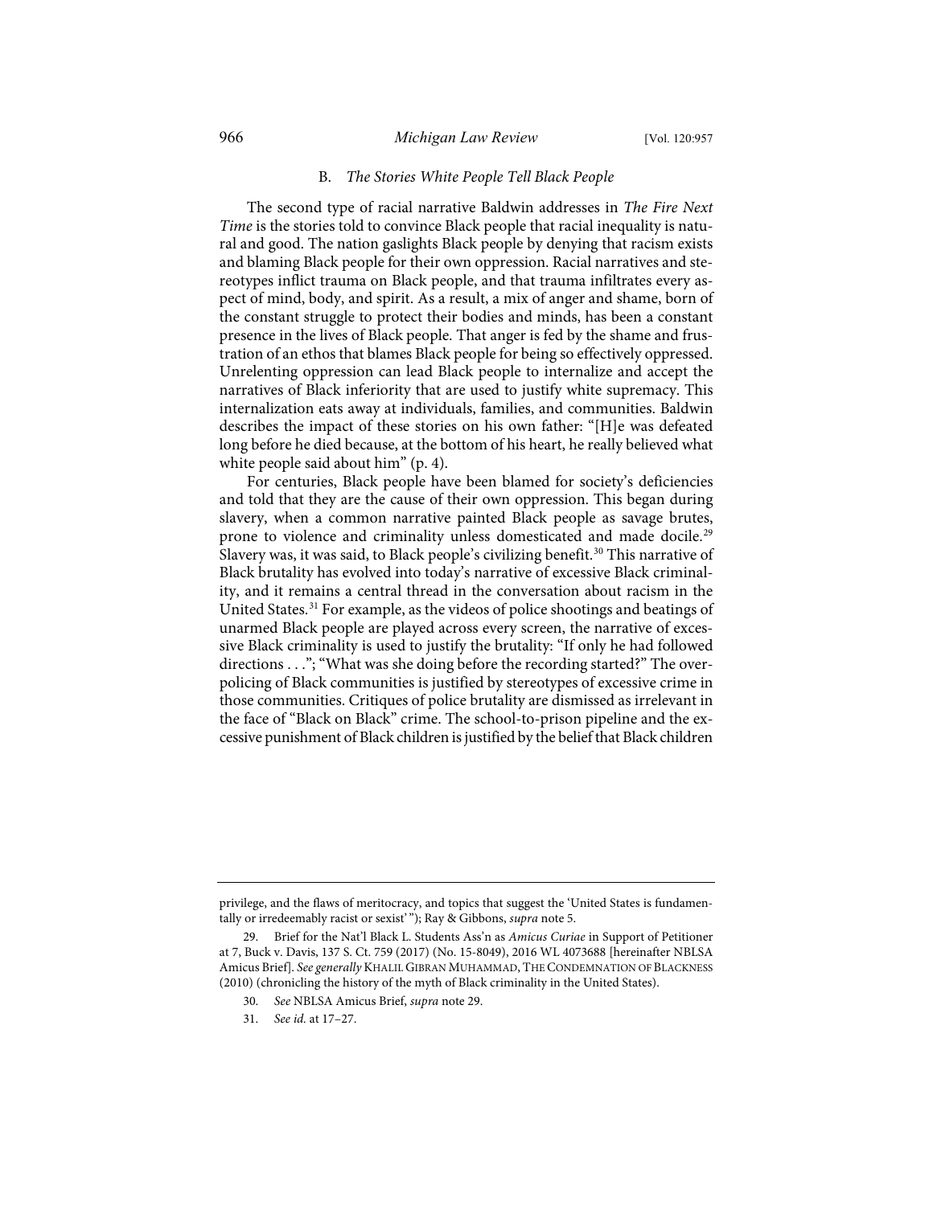### B. *The Stories White People Tell Black People*

The second type of racial narrative Baldwin addresses in *The Fire Next Time* is the stories told to convince Black people that racial inequality is natural and good. The nation gaslights Black people by denying that racism exists and blaming Black people for their own oppression. Racial narratives and stereotypes inflict trauma on Black people, and that trauma infiltrates every aspect of mind, body, and spirit. As a result, a mix of anger and shame, born of the constant struggle to protect their bodies and minds, has been a constant presence in the lives of Black people. That anger is fed by the shame and frustration of an ethos that blames Black people for being so effectively oppressed. Unrelenting oppression can lead Black people to internalize and accept the narratives of Black inferiority that are used to justify white supremacy. This internalization eats away at individuals, families, and communities. Baldwin describes the impact of these stories on his own father: "[H]e was defeated long before he died because, at the bottom of his heart, he really believed what white people said about him" (p. 4).

For centuries, Black people have been blamed for society's deficiencies and told that they are the cause of their own oppression. This began during slavery, when a common narrative painted Black people as savage brutes, prone to violence and criminality unless domesticated and made docile.[29] Slavery was, it was said, to Black people's civilizing benefit.[30] This narrative of Black brutality has evolved into today's narrative of excessive Black criminality, and it remains a central thread in the conversation about racism in the United States.[31] For example, as the videos of police shootings and beatings of unarmed Black people are played across every screen, the narrative of excessive Black criminality is used to justify the brutality: "If only he had followed directions . . ."; "What was she doing before the recording started?" The overpolicing of Black communities is justified by stereotypes of excessive crime in those communities. Critiques of police brutality are dismissed as irrelevant in the face of "Black on Black" crime. The school-to-prison pipeline and the excessive punishment of Black children is justified by the belief that Black children

---

privilege, and the flaws of meritocracy, and topics that suggest the 'United States is fundamentally or irredeemably racist or sexist' "); Ray & Gibbons, *supra* note 5.

29. Brief for the Nat'l Black L. Students Ass'n as *Amicus Curiae* in Support of Petitioner at 7, Buck v. Davis, 137 S. Ct. 759 (2017) (No. 15-8049), 2016 WL 4073688 [hereinafter NBLSA Amicus Brief]. *See generally* KHALIL GIBRAN MUHAMMAD, THE CONDEMNATION OF BLACKNESS (2010) (chronicling the history of the myth of Black criminality in the United States).

30. *See* NBLSA Amicus Brief, *supra* note 29.

31. *See id.* at 17–27.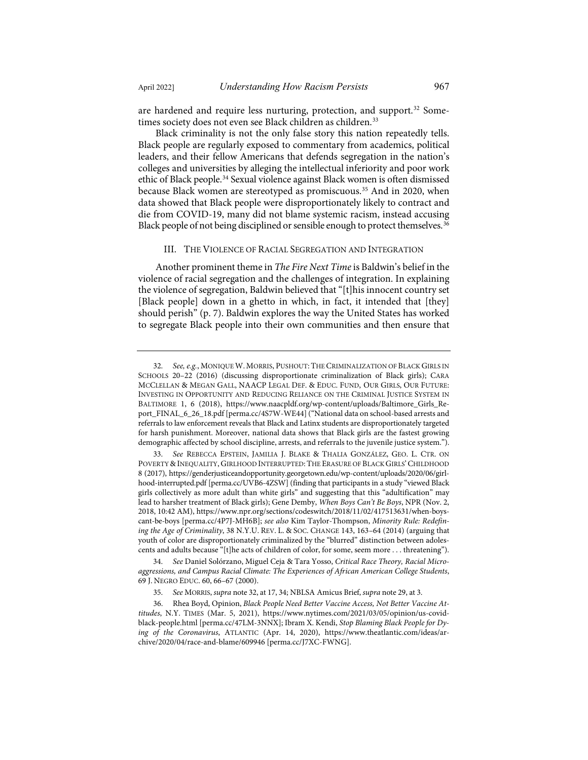are hardened and require less nurturing, protection, and support.[32] Sometimes society does not even see Black children as children.[33]

Black criminality is not the only false story this nation repeatedly tells. Black people are regularly exposed to commentary from academics, political leaders, and their fellow Americans that defends segregation in the nation's colleges and universities by alleging the intellectual inferiority and poor work ethic of Black people.[34] Sexual violence against Black women is often dismissed because Black women are stereotyped as promiscuous.[35] And in 2020, when data showed that Black people were disproportionately likely to contract and die from COVID-19, many did not blame systemic racism, instead accusing Black people of not being disciplined or sensible enough to protect themselves.[36]

## III. The Violence of Racial Segregation and Integration

Another prominent theme in *The Fire Next Time* is Baldwin's belief in the violence of racial segregation and the challenges of integration. In explaining the violence of segregation, Baldwin believed that "[t]his innocent country set [Black people] down in a ghetto in which, in fact, it intended that [they] should perish" (p. 7). Baldwin explores the way the United States has worked to segregate Black people into their own communities and then ensure that

---

32. *See, e.g.*, Monique W. Morris, Pushout: The Criminalization of Black Girls in Schools 20–22 (2016) (discussing disproportionate criminalization of Black girls); Cara McClellan & Megan Gall, NAACP Legal Def. & Educ. Fund, Our Girls, Our Future: Investing in Opportunity and Reducing Reliance on the Criminal Justice System in Baltimore 1, 6 (2018), https://www.naacpldf.org/wp-content/uploads/Baltimore_Girls_Report_FINAL_6_26_18.pdf [perma.cc/4S7W-WE44] ("National data on school-based arrests and referrals to law enforcement reveals that Black and Latinx students are disproportionately targeted for harsh punishment. Moreover, national data shows that Black girls are the fastest growing demographic affected by school discipline, arrests, and referrals to the juvenile justice system.").

33. *See* Rebecca Epstein, Jamilia J. Blake & Thalia González, Geo. L. Ctr. on Poverty & Inequality, Girlhood Interrupted: The Erasure of Black Girls' Childhood 8 (2017), https://genderjusticeandopportunity.georgetown.edu/wp-content/uploads/2020/06/girlhood-interrupted.pdf [perma.cc/UVB6-4ZSW] (finding that participants in a study "viewed Black girls collectively as more adult than white girls" and suggesting that this "adultification" may lead to harsher treatment of Black girls); Gene Demby, *When Boys Can't Be Boys*, NPR (Nov. 2, 2018, 10:42 AM), https://www.npr.org/sections/codeswitch/2018/11/02/417513631/when-boys-cant-be-boys [perma.cc/4P7J-MH6B]; *see also* Kim Taylor-Thompson, *Minority Rule: Redefining the Age of Criminality*, 38 N.Y.U. Rev. L. & Soc. Change 143, 163–64 (2014) (arguing that youth of color are disproportionately criminalized by the "blurred" distinction between adolescents and adults because "[t]he acts of children of color, for some, seem more . . . threatening").

34. *See* Daniel Solórzano, Miguel Ceja & Tara Yosso, *Critical Race Theory, Racial Microaggressions, and Campus Racial Climate: The Experiences of African American College Students*, 69 J. Negro Educ. 60, 66–67 (2000).

35. *See* Morris, *supra* note 32, at 17, 34; NBLSA Amicus Brief, *supra* note 29, at 3.

36. Rhea Boyd, Opinion, *Black People Need Better Vaccine Access, Not Better Vaccine Attitudes*, N.Y. Times (Mar. 5, 2021), https://www.nytimes.com/2021/03/05/opinion/us-covid-black-people.html [perma.cc/47LM-3NNX]; Ibram X. Kendi, *Stop Blaming Black People for Dying of the Coronavirus*, Atlantic (Apr. 14, 2020), https://www.theatlantic.com/ideas/archive/2020/04/race-and-blame/609946 [perma.cc/J7XC-FWNG].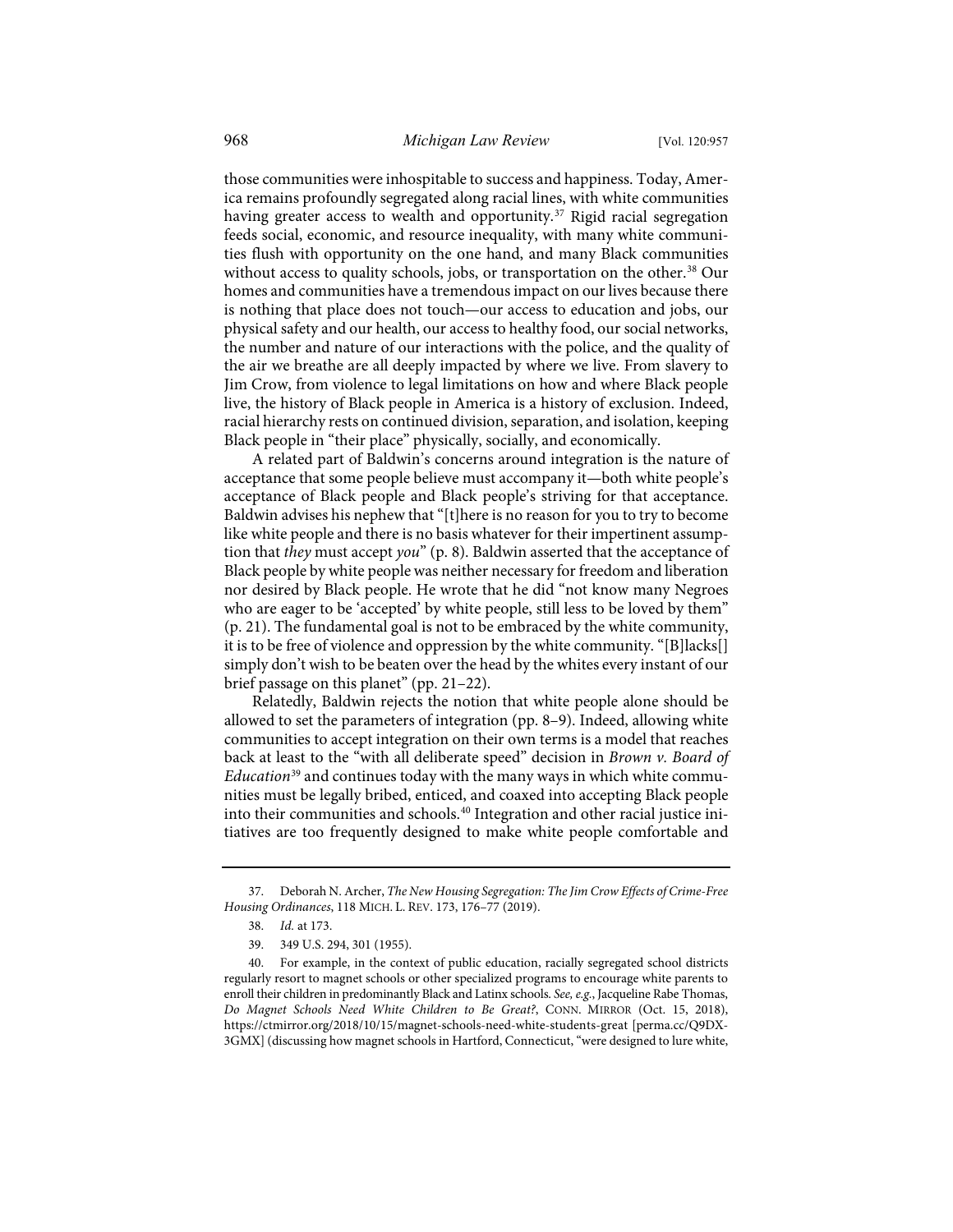those communities were inhospitable to success and happiness. Today, America remains profoundly segregated along racial lines, with white communities having greater access to wealth and opportunity.[37] Rigid racial segregation feeds social, economic, and resource inequality, with many white communities flush with opportunity on the one hand, and many Black communities without access to quality schools, jobs, or transportation on the other.[38] Our homes and communities have a tremendous impact on our lives because there is nothing that place does not touch—our access to education and jobs, our physical safety and our health, our access to healthy food, our social networks, the number and nature of our interactions with the police, and the quality of the air we breathe are all deeply impacted by where we live. From slavery to Jim Crow, from violence to legal limitations on how and where Black people live, the history of Black people in America is a history of exclusion. Indeed, racial hierarchy rests on continued division, separation, and isolation, keeping Black people in "their place" physically, socially, and economically.

A related part of Baldwin's concerns around integration is the nature of acceptance that some people believe must accompany it—both white people's acceptance of Black people and Black people's striving for that acceptance. Baldwin advises his nephew that "[t]here is no reason for you to try to become like white people and there is no basis whatever for their impertinent assumption that *they* must accept *you*" (p. 8). Baldwin asserted that the acceptance of Black people by white people was neither necessary for freedom and liberation nor desired by Black people. He wrote that he did "not know many Negroes who are eager to be 'accepted' by white people, still less to be loved by them" (p. 21). The fundamental goal is not to be embraced by the white community, it is to be free of violence and oppression by the white community. "[B]lacks[] simply don't wish to be beaten over the head by the whites every instant of our brief passage on this planet" (pp. 21–22).

Relatedly, Baldwin rejects the notion that white people alone should be allowed to set the parameters of integration (pp. 8–9). Indeed, allowing white communities to accept integration on their own terms is a model that reaches back at least to the "with all deliberate speed" decision in *Brown v. Board of Education*[39] and continues today with the many ways in which white communities must be legally bribed, enticed, and coaxed into accepting Black people into their communities and schools.[40] Integration and other racial justice initiatives are too frequently designed to make white people comfortable and

---

37. Deborah N. Archer, *The New Housing Segregation: The Jim Crow Effects of Crime-Free Housing Ordinances*, 118 MICH. L. REV. 173, 176–77 (2019).

38. *Id.* at 173.

39. 349 U.S. 294, 301 (1955).

40. For example, in the context of public education, racially segregated school districts regularly resort to magnet schools or other specialized programs to encourage white parents to enroll their children in predominantly Black and Latinx schools. *See, e.g.*, Jacqueline Rabe Thomas, *Do Magnet Schools Need White Children to Be Great?*, CONN. MIRROR (Oct. 15, 2018), https://ctmirror.org/2018/10/15/magnet-schools-need-white-students-great [perma.cc/Q9DX-3GMX] (discussing how magnet schools in Hartford, Connecticut, "were designed to lure white,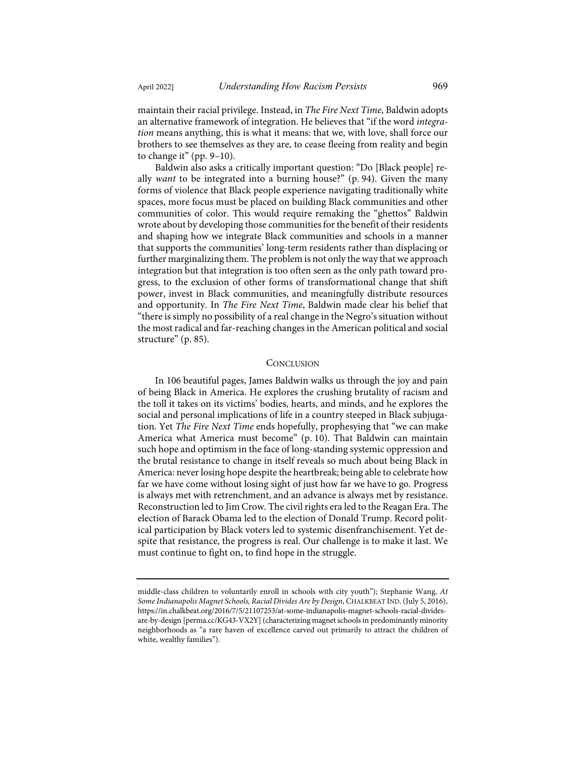maintain their racial privilege. Instead, in *The Fire Next Time*, Baldwin adopts an alternative framework of integration. He believes that "if the word *integration* means anything, this is what it means: that we, with love, shall force our brothers to see themselves as they are, to cease fleeing from reality and begin to change it" (pp. 9–10).

Baldwin also asks a critically important question: "Do [Black people] really *want* to be integrated into a burning house?" (p. 94). Given the many forms of violence that Black people experience navigating traditionally white spaces, more focus must be placed on building Black communities and other communities of color. This would require remaking the "ghettos" Baldwin wrote about by developing those communities for the benefit of their residents and shaping how we integrate Black communities and schools in a manner that supports the communities' long-term residents rather than displacing or further marginalizing them. The problem is not only the way that we approach integration but that integration is too often seen as the only path toward progress, to the exclusion of other forms of transformational change that shift power, invest in Black communities, and meaningfully distribute resources and opportunity. In *The Fire Next Time*, Baldwin made clear his belief that "there is simply no possibility of a real change in the Negro's situation without the most radical and far-reaching changes in the American political and social structure" (p. 85).

## Conclusion

In 106 beautiful pages, James Baldwin walks us through the joy and pain of being Black in America. He explores the crushing brutality of racism and the toll it takes on its victims' bodies, hearts, and minds, and he explores the social and personal implications of life in a country steeped in Black subjugation. Yet *The Fire Next Time* ends hopefully, prophesying that "we can make America what America must become" (p. 10). That Baldwin can maintain such hope and optimism in the face of long-standing systemic oppression and the brutal resistance to change in itself reveals so much about being Black in America: never losing hope despite the heartbreak; being able to celebrate how far we have come without losing sight of just how far we have to go. Progress is always met with retrenchment, and an advance is always met by resistance. Reconstruction led to Jim Crow. The civil rights era led to the Reagan Era. The election of Barack Obama led to the election of Donald Trump. Record political participation by Black voters led to systemic disenfranchisement. Yet despite that resistance, the progress is real. Our challenge is to make it last. We must continue to fight on, to find hope in the struggle.

---

middle-class children to voluntarily enroll in schools with city youth"); Stephanie Wang, *At Some Indianapolis Magnet Schools, Racial Divides Are by Design*, CHALKBEAT IND. (July 5, 2016), https://in.chalkbeat.org/2016/7/5/21107253/at-some-indianapolis-magnet-schools-racial-divides-are-by-design [perma.cc/KG43-VX2Y] (characterizing magnet schools in predominantly minority neighborhoods as "a rare haven of excellence carved out primarily to attract the children of white, wealthy families").